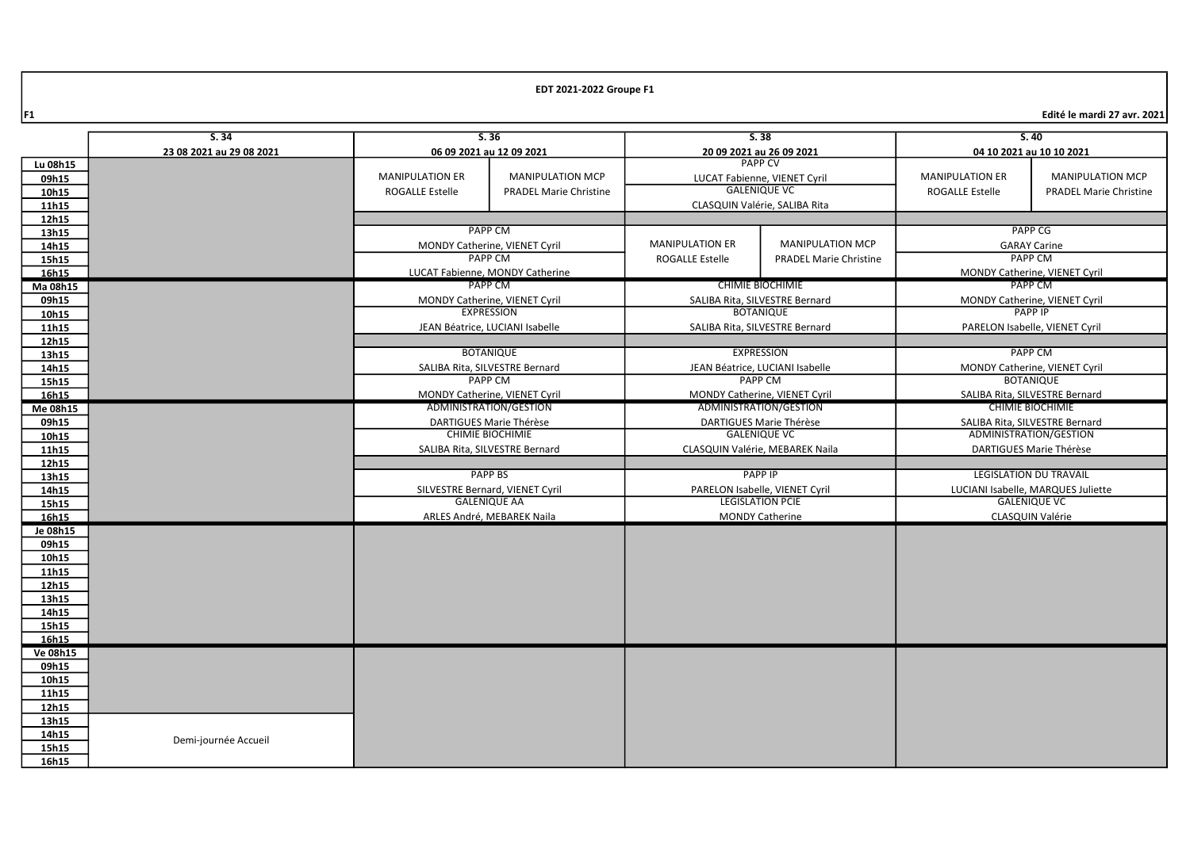**EDT 2021-2022 Groupe F1**

F1

Edité le mardi 27 avr. 2021

| | S. 34<br>23 08 2021 au 29 08 2021 | S. 36<br>06 09 2021 au 12 09 2021 | S. 38<br>20 09 2021 au 26 09 2021 | S. 40<br>04 10 2021 au 10 10 2021 |
|---|---|---|---|---|
| Lu 08h15 – 09h15 | | MANIPULATION ER – ROGALLE Estelle / MANIPULATION MCP – PRADEL Marie Christine | PAPP CV – LUCAT Fabienne, VIENET Cyril | MANIPULATION ER – ROGALLE Estelle / MANIPULATION MCP – PRADEL Marie Christine |
| 10h15 – 11h15 | | (suite) | GALENIQUE VC – CLASQUIN Valérie, SALIBA Rita | (suite) |
| 12h15 | | | | |
| 13h15 – 14h15 | | PAPP CM – MONDY Catherine, VIENET Cyril | MANIPULATION ER – ROGALLE Estelle / MANIPULATION MCP – PRADEL Marie Christine | PAPP CG – GARAY Carine |
| 15h15 – 16h15 | | PAPP CM – LUCAT Fabienne, MONDY Catherine | (suite) | PAPP CM – MONDY Catherine, VIENET Cyril |
| Ma 08h15 – 09h15 | | PAPP CM – MONDY Catherine, VIENET Cyril | CHIMIE BIOCHIMIE – SALIBA Rita, SILVESTRE Bernard | PAPP CM – MONDY Catherine, VIENET Cyril |
| 10h15 – 11h15 | | EXPRESSION – JEAN Béatrice, LUCIANI Isabelle | BOTANIQUE – SALIBA Rita, SILVESTRE Bernard | PAPP IP – PARELON Isabelle, VIENET Cyril |
| 12h15 | | | | |
| 13h15 – 14h15 | | BOTANIQUE – SALIBA Rita, SILVESTRE Bernard | EXPRESSION – JEAN Béatrice, LUCIANI Isabelle | PAPP CM – MONDY Catherine, VIENET Cyril |
| 15h15 – 16h15 | | PAPP CM – MONDY Catherine, VIENET Cyril | PAPP CM – MONDY Catherine, VIENET Cyril | BOTANIQUE – SALIBA Rita, SILVESTRE Bernard |
| Me 08h15 – 09h15 | | ADMINISTRATION/GESTION – DARTIGUES Marie Thérèse | ADMINISTRATION/GESTION – DARTIGUES Marie Thérèse | CHIMIE BIOCHIMIE – SALIBA Rita, SILVESTRE Bernard |
| 10h15 – 11h15 | | CHIMIE BIOCHIMIE – SALIBA Rita, SILVESTRE Bernard | GALENIQUE VC – CLASQUIN Valérie, MEBAREK Naila | ADMINISTRATION/GESTION – DARTIGUES Marie Thérèse |
| 12h15 | | | | |
| 13h15 – 14h15 | | PAPP BS – SILVESTRE Bernard, VIENET Cyril | PAPP IP – PARELON Isabelle, VIENET Cyril | LEGISLATION DU TRAVAIL – LUCIANI Isabelle, MARQUES Juliette |
| 15h15 – 16h15 | | GALENIQUE AA – ARLES André, MEBAREK Naila | LEGISLATION PCIE – MONDY Catherine | GALENIQUE VC – CLASQUIN Valérie |
| Je 08h15 – 16h15 | | | | |
| Ve 08h15 – 12h15 | | | | |
| Ve 13h15 – 16h15 | Demi-journée Accueil | | | |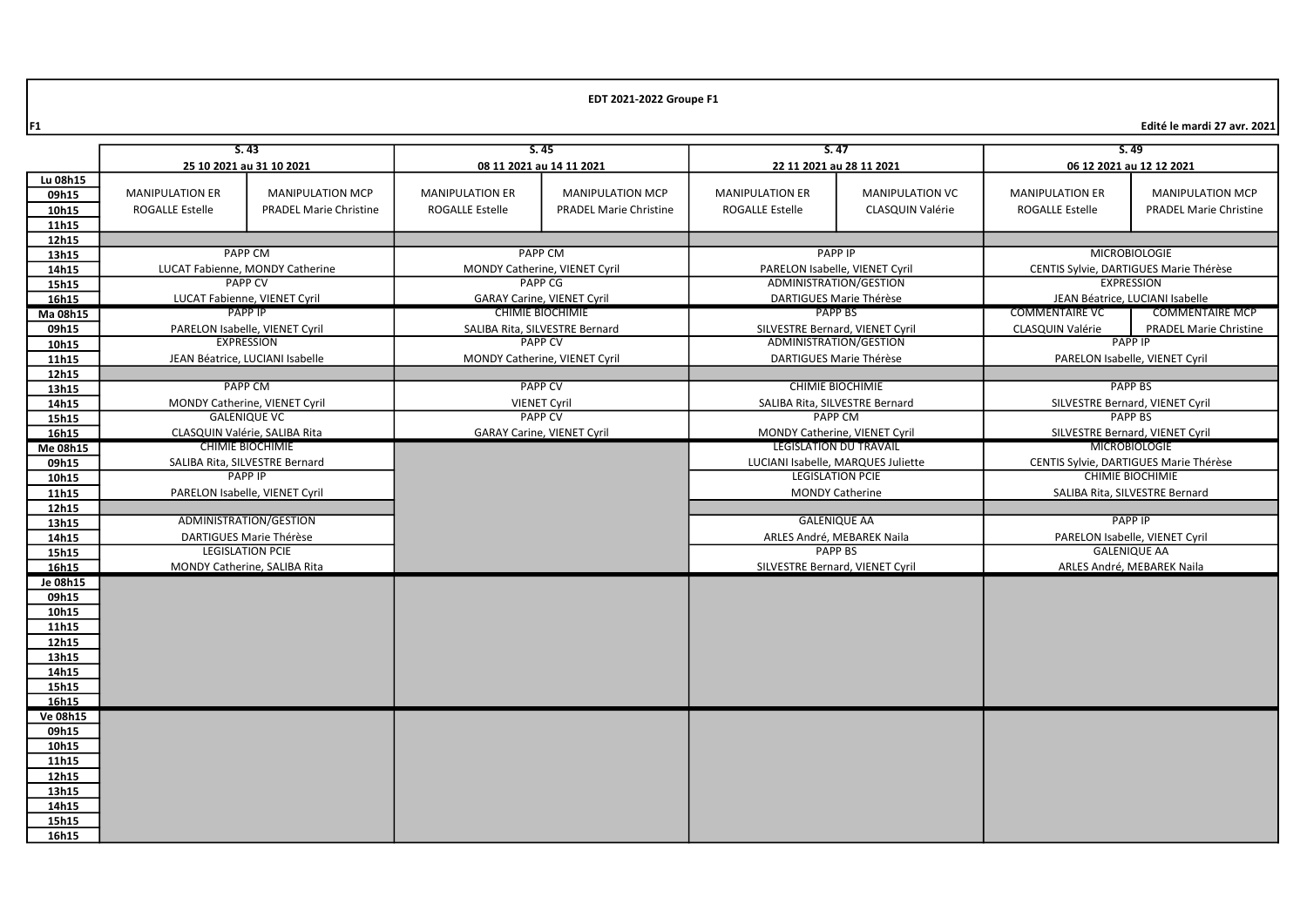**EDT 2021-2022 Groupe F1**

F1

Edité le mardi 27 avr. 2021

| | S. 43 | | S. 45 | | S. 47 | | S. 49 | |
|---|---|---|---|---|---|---|---|---|
| | 25 10 2021 au 31 10 2021 | | 08 11 2021 au 14 11 2021 | | 22 11 2021 au 28 11 2021 | | 06 12 2021 au 12 12 2021 | |
| Lu 08h15 | | | | | | | | |
| 09h15 | MANIPULATION ER | MANIPULATION MCP | MANIPULATION ER | MANIPULATION MCP | MANIPULATION ER | MANIPULATION VC | MANIPULATION ER | MANIPULATION MCP |
| 10h15 | ROGALLE Estelle | PRADEL Marie Christine | ROGALLE Estelle | PRADEL Marie Christine | ROGALLE Estelle | CLASQUIN Valérie | ROGALLE Estelle | PRADEL Marie Christine |
| 11h15 | | | | | | | | |
| 12h15 | | | | | | | | |
| 13h15 | PAPP CM | | PAPP CM | | PAPP IP | | MICROBIOLOGIE | |
| 14h15 | LUCAT Fabienne, MONDY Catherine | | MONDY Catherine, VIENET Cyril | | PARELON Isabelle, VIENET Cyril | | CENTIS Sylvie, DARTIGUES Marie Thérèse | |
| 15h15 | PAPP CV | | PAPP CG | | ADMINISTRATION/GESTION | | EXPRESSION | |
| 16h15 | LUCAT Fabienne, VIENET Cyril | | GARAY Carine, VIENET Cyril | | DARTIGUES Marie Thérèse | | JEAN Béatrice, LUCIANI Isabelle | |
| Ma 08h15 | PAPP IP | | CHIMIE BIOCHIMIE | | PAPP BS | | COMMENTAIRE VC | COMMENTAIRE MCP |
| 09h15 | PARELON Isabelle, VIENET Cyril | | SALIBA Rita, SILVESTRE Bernard | | SILVESTRE Bernard, VIENET Cyril | | CLASQUIN Valérie | PRADEL Marie Christine |
| 10h15 | EXPRESSION | | PAPP CV | | ADMINISTRATION/GESTION | | PAPP IP | |
| 11h15 | JEAN Béatrice, LUCIANI Isabelle | | MONDY Catherine, VIENET Cyril | | DARTIGUES Marie Thérèse | | PARELON Isabelle, VIENET Cyril | |
| 12h15 | | | | | | | | |
| 13h15 | PAPP CM | | PAPP CV | | CHIMIE BIOCHIMIE | | PAPP BS | |
| 14h15 | MONDY Catherine, VIENET Cyril | | VIENET Cyril | | SALIBA Rita, SILVESTRE Bernard | | SILVESTRE Bernard, VIENET Cyril | |
| 15h15 | GALENIQUE VC | | PAPP CV | | PAPP CM | | PAPP BS | |
| 16h15 | CLASQUIN Valérie, SALIBA Rita | | GARAY Carine, VIENET Cyril | | MONDY Catherine, VIENET Cyril | | SILVESTRE Bernard, VIENET Cyril | |
| Me 08h15 | CHIMIE BIOCHIMIE | | | | LEGISLATION DU TRAVAIL | | MICROBIOLOGIE | |
| 09h15 | SALIBA Rita, SILVESTRE Bernard | | | | LUCIANI Isabelle, MARQUES Juliette | | CENTIS Sylvie, DARTIGUES Marie Thérèse | |
| 10h15 | PAPP IP | | | | LEGISLATION PCIE | | CHIMIE BIOCHIMIE | |
| 11h15 | PARELON Isabelle, VIENET Cyril | | | | MONDY Catherine | | SALIBA Rita, SILVESTRE Bernard | |
| 12h15 | | | | | | | | |
| 13h15 | ADMINISTRATION/GESTION | | | | GALENIQUE AA | | PAPP IP | |
| 14h15 | DARTIGUES Marie Thérèse | | | | ARLES André, MEBAREK Naila | | PARELON Isabelle, VIENET Cyril | |
| 15h15 | LEGISLATION PCIE | | | | PAPP BS | | GALENIQUE AA | |
| 16h15 | MONDY Catherine, SALIBA Rita | | | | SILVESTRE Bernard, VIENET Cyril | | ARLES André, MEBAREK Naila | |
| Je 08h15 | | | | | | | | |
| 09h15 | | | | | | | | |
| 10h15 | | | | | | | | |
| 11h15 | | | | | | | | |
| 12h15 | | | | | | | | |
| 13h15 | | | | | | | | |
| 14h15 | | | | | | | | |
| 15h15 | | | | | | | | |
| 16h15 | | | | | | | | |
| Ve 08h15 | | | | | | | | |
| 09h15 | | | | | | | | |
| 10h15 | | | | | | | | |
| 11h15 | | | | | | | | |
| 12h15 | | | | | | | | |
| 13h15 | | | | | | | | |
| 14h15 | | | | | | | | |
| 15h15 | | | | | | | | |
| 16h15 | | | | | | | | |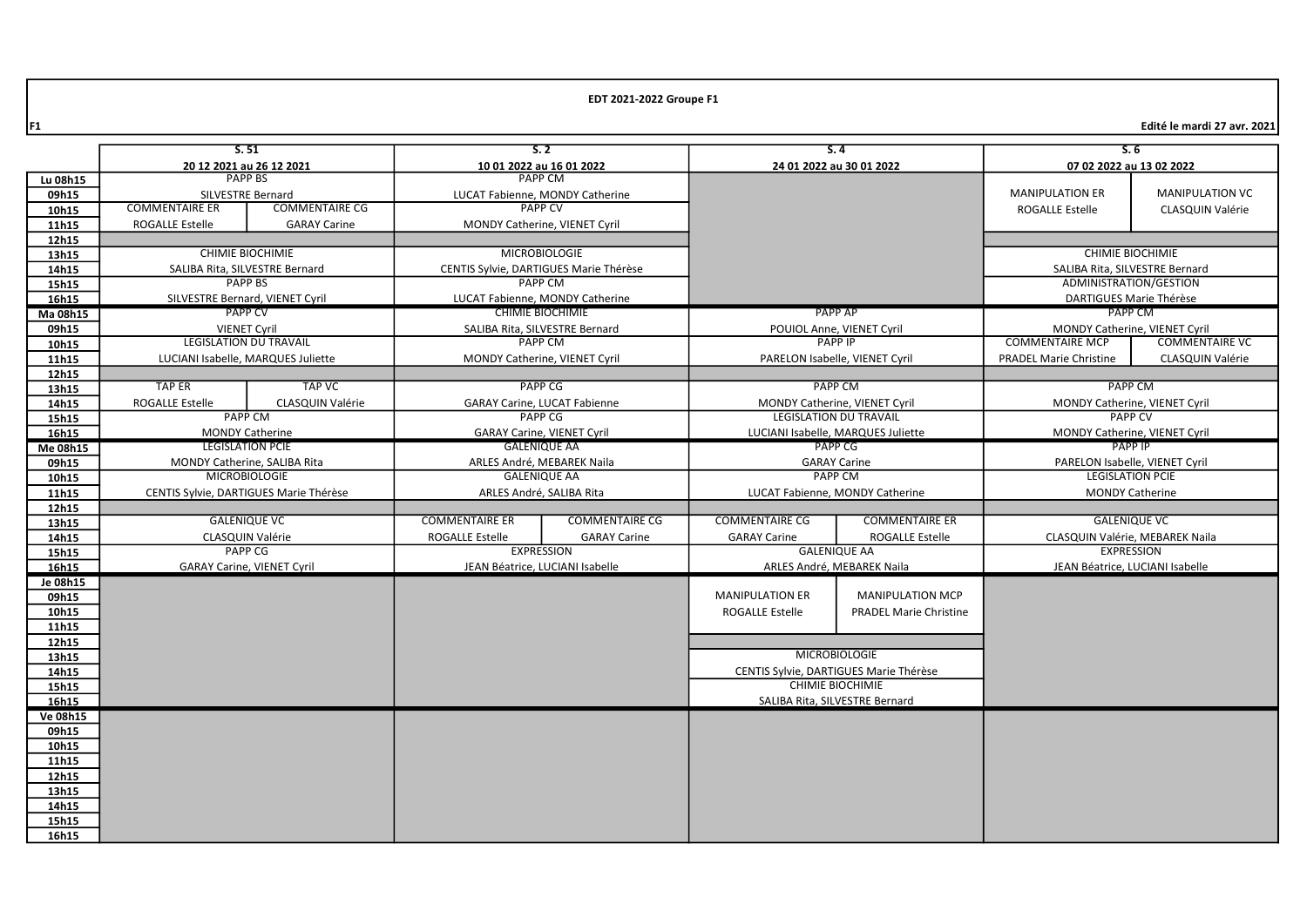**EDT 2021-2022 Groupe F1**

F1

Edité le mardi 27 avr. 2021

| | S. 51 — 20 12 2021 au 26 12 2021 | | S. 2 — 10 01 2022 au 16 01 2022 | | S. 4 — 24 01 2022 au 30 01 2022 | | S. 6 — 07 02 2022 au 13 02 2022 | |
|---|---|---|---|---|---|---|---|---|
| Lu 08h15 | PAPP BS | | PAPP CM | | | | | |
| 09h15 | SILVESTRE Bernard | | LUCAT Fabienne, MONDY Catherine | | | | MANIPULATION ER | MANIPULATION VC |
| 10h15 | COMMENTAIRE ER | COMMENTAIRE CG | PAPP CV | | | | ROGALLE Estelle | CLASQUIN Valérie |
| 11h15 | ROGALLE Estelle | GARAY Carine | MONDY Catherine, VIENET Cyril | | | | | |
| 12h15 | | | | | | | | |
| 13h15 | CHIMIE BIOCHIMIE | | MICROBIOLOGIE | | | | CHIMIE BIOCHIMIE | |
| 14h15 | SALIBA Rita, SILVESTRE Bernard | | CENTIS Sylvie, DARTIGUES Marie Thérèse | | | | SALIBA Rita, SILVESTRE Bernard | |
| 15h15 | PAPP BS | | PAPP CM | | | | ADMINISTRATION/GESTION | |
| 16h15 | SILVESTRE Bernard, VIENET Cyril | | LUCAT Fabienne, MONDY Catherine | | | | DARTIGUES Marie Thérèse | |
| Ma 08h15 | PAPP CV | | CHIMIE BIOCHIMIE | | PAPP AP | | PAPP CM | |
| 09h15 | VIENET Cyril | | SALIBA Rita, SILVESTRE Bernard | | POUIOL Anne, VIENET Cyril | | MONDY Catherine, VIENET Cyril | |
| 10h15 | LEGISLATION DU TRAVAIL | | PAPP CM | | PAPP IP | | COMMENTAIRE MCP | COMMENTAIRE VC |
| 11h15 | LUCIANI Isabelle, MARQUES Juliette | | MONDY Catherine, VIENET Cyril | | PARELON Isabelle, VIENET Cyril | | PRADEL Marie Christine | CLASQUIN Valérie |
| 12h15 | | | | | | | | |
| 13h15 | TAP ER | TAP VC | PAPP CG | | PAPP CM | | PAPP CM | |
| 14h15 | ROGALLE Estelle | CLASQUIN Valérie | GARAY Carine, LUCAT Fabienne | | MONDY Catherine, VIENET Cyril | | MONDY Catherine, VIENET Cyril | |
| 15h15 | PAPP CM | | PAPP CG | | LEGISLATION DU TRAVAIL | | PAPP CV | |
| 16h15 | MONDY Catherine | | GARAY Carine, VIENET Cyril | | LUCIANI Isabelle, MARQUES Juliette | | MONDY Catherine, VIENET Cyril | |
| Me 08h15 | LEGISLATION PCIE | | GALENIQUE AA | | PAPP CG | | PAPP IP | |
| 09h15 | MONDY Catherine, SALIBA Rita | | ARLES André, MEBAREK Naila | | GARAY Carine | | PARELON Isabelle, VIENET Cyril | |
| 10h15 | MICROBIOLOGIE | | GALENIQUE AA | | PAPP CM | | LEGISLATION PCIE | |
| 11h15 | CENTIS Sylvie, DARTIGUES Marie Thérèse | | ARLES André, SALIBA Rita | | LUCAT Fabienne, MONDY Catherine | | MONDY Catherine | |
| 12h15 | | | | | | | | |
| 13h15 | GALENIQUE VC | | COMMENTAIRE ER | COMMENTAIRE CG | COMMENTAIRE CG | COMMENTAIRE ER | GALENIQUE VC | |
| 14h15 | CLASQUIN Valérie | | ROGALLE Estelle | GARAY Carine | GARAY Carine | ROGALLE Estelle | CLASQUIN Valérie, MEBAREK Naila | |
| 15h15 | PAPP CG | | EXPRESSION | | GALENIQUE AA | | EXPRESSION | |
| 16h15 | GARAY Carine, VIENET Cyril | | JEAN Béatrice, LUCIANI Isabelle | | ARLES André, MEBAREK Naila | | JEAN Béatrice, LUCIANI Isabelle | |
| Je 08h15 | | | | | | | | |
| 09h15 | | | | | MANIPULATION ER | MANIPULATION MCP | | |
| 10h15 | | | | | ROGALLE Estelle | PRADEL Marie Christine | | |
| 11h15 | | | | | | | | |
| 12h15 | | | | | | | | |
| 13h15 | | | | | MICROBIOLOGIE | | | |
| 14h15 | | | | | CENTIS Sylvie, DARTIGUES Marie Thérèse | | | |
| 15h15 | | | | | CHIMIE BIOCHIMIE | | | |
| 16h15 | | | | | SALIBA Rita, SILVESTRE Bernard | | | |
| Ve 08h15 | | | | | | | | |
| 09h15 | | | | | | | | |
| 10h15 | | | | | | | | |
| 11h15 | | | | | | | | |
| 12h15 | | | | | | | | |
| 13h15 | | | | | | | | |
| 14h15 | | | | | | | | |
| 15h15 | | | | | | | | |
| 16h15 | | | | | | | | |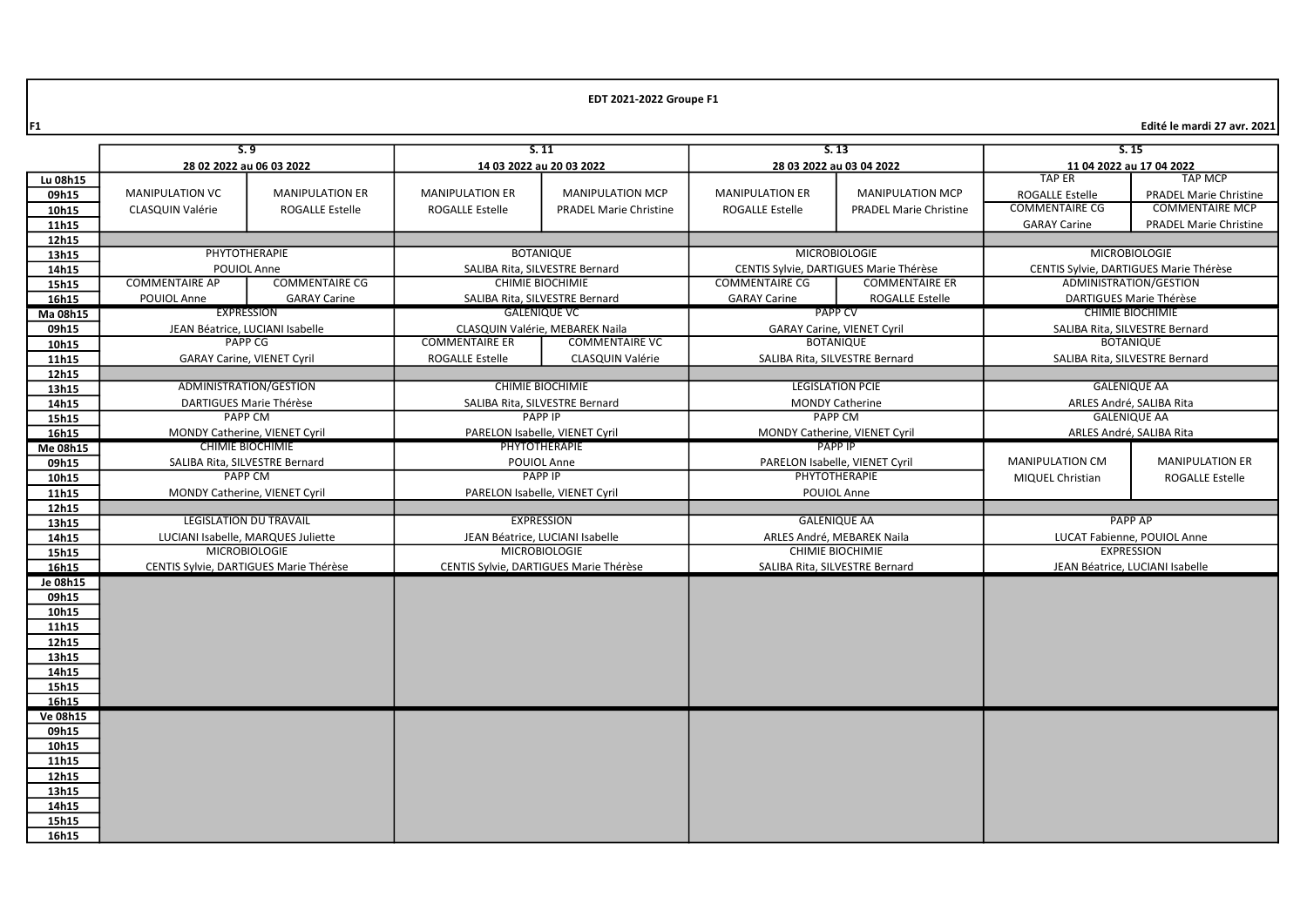**EDT 2021-2022 Groupe F1**

F1

**Edité le mardi 27 avr. 2021**

| | S. 9 | | S. 11 | | S. 13 | | S. 15 | |
|---|---|---|---|---|---|---|---|---|
| | 28 02 2022 au 06 03 2022 | | 14 03 2022 au 20 03 2022 | | 28 03 2022 au 03 04 2022 | | 11 04 2022 au 17 04 2022 | |
| Lu 08h15 | MANIPULATION VC CLASQUIN Valérie | MANIPULATION ER ROGALLE Estelle | MANIPULATION ER ROGALLE Estelle | MANIPULATION MCP PRADEL Marie Christine | MANIPULATION ER ROGALLE Estelle | MANIPULATION MCP PRADEL Marie Christine | TAP ER ROGALLE Estelle | TAP MCP PRADEL Marie Christine |
| 09h15 | | | | | | | | |
| 10h15 | | | | | | | COMMENTAIRE CG GARAY Carine | COMMENTAIRE MCP PRADEL Marie Christine |
| 11h15 | | | | | | | | |
| 12h15 | | | | | | | | |
| 13h15 | PHYTOTHERAPIE POUIOL Anne | | BOTANIQUE SALIBA Rita, SILVESTRE Bernard | | MICROBIOLOGIE CENTIS Sylvie, DARTIGUES Marie Thérèse | | MICROBIOLOGIE CENTIS Sylvie, DARTIGUES Marie Thérèse | |
| 14h15 | | | | | | | | |
| 15h15 | COMMENTAIRE AP POUIOL Anne | COMMENTAIRE CG GARAY Carine | CHIMIE BIOCHIMIE SALIBA Rita, SILVESTRE Bernard | | COMMENTAIRE CG GARAY Carine | COMMENTAIRE ER ROGALLE Estelle | ADMINISTRATION/GESTION DARTIGUES Marie Thérèse | |
| 16h15 | | | | | | | | |
| Ma 08h15 | EXPRESSION JEAN Béatrice, LUCIANI Isabelle | | GALENIQUE VC CLASQUIN Valérie, MEBAREK Naila | | PAPP CV GARAY Carine, VIENET Cyril | | CHIMIE BIOCHIMIE SALIBA Rita, SILVESTRE Bernard | |
| 09h15 | | | | | | | | |
| 10h15 | PAPP CG GARAY Carine, VIENET Cyril | | COMMENTAIRE ER ROGALLE Estelle | COMMENTAIRE VC CLASQUIN Valérie | BOTANIQUE SALIBA Rita, SILVESTRE Bernard | | BOTANIQUE SALIBA Rita, SILVESTRE Bernard | |
| 11h15 | | | | | | | | |
| 12h15 | | | | | | | | |
| 13h15 | ADMINISTRATION/GESTION DARTIGUES Marie Thérèse | | CHIMIE BIOCHIMIE SALIBA Rita, SILVESTRE Bernard | | LEGISLATION PCIE MONDY Catherine | | GALENIQUE AA ARLES André, SALIBA Rita | |
| 14h15 | | | | | | | | |
| 15h15 | PAPP CM MONDY Catherine, VIENET Cyril | | PAPP IP PARELON Isabelle, VIENET Cyril | | PAPP CM MONDY Catherine, VIENET Cyril | | GALENIQUE AA ARLES André, SALIBA Rita | |
| 16h15 | | | | | | | | |
| Me 08h15 | CHIMIE BIOCHIMIE SALIBA Rita, SILVESTRE Bernard | | PHYTOTHERAPIE POUIOL Anne | | PAPP IP PARELON Isabelle, VIENET Cyril | | MANIPULATION CM MIQUEL Christian | MANIPULATION ER ROGALLE Estelle |
| 09h15 | | | | | | | | |
| 10h15 | PAPP CM MONDY Catherine, VIENET Cyril | | PAPP IP PARELON Isabelle, VIENET Cyril | | PHYTOTHERAPIE POUIOL Anne | | | |
| 11h15 | | | | | | | | |
| 12h15 | | | | | | | | |
| 13h15 | LEGISLATION DU TRAVAIL LUCIANI Isabelle, MARQUES Juliette | | EXPRESSION JEAN Béatrice, LUCIANI Isabelle | | GALENIQUE AA ARLES André, MEBAREK Naila | | PAPP AP LUCAT Fabienne, POUIOL Anne | |
| 14h15 | | | | | | | | |
| 15h15 | MICROBIOLOGIE CENTIS Sylvie, DARTIGUES Marie Thérèse | | MICROBIOLOGIE CENTIS Sylvie, DARTIGUES Marie Thérèse | | CHIMIE BIOCHIMIE SALIBA Rita, SILVESTRE Bernard | | EXPRESSION JEAN Béatrice, LUCIANI Isabelle | |
| 16h15 | | | | | | | | |
| Je 08h15 | | | | | | | | |
| 09h15 | | | | | | | | |
| 10h15 | | | | | | | | |
| 11h15 | | | | | | | | |
| 12h15 | | | | | | | | |
| 13h15 | | | | | | | | |
| 14h15 | | | | | | | | |
| 15h15 | | | | | | | | |
| 16h15 | | | | | | | | |
| Ve 08h15 | | | | | | | | |
| 09h15 | | | | | | | | |
| 10h15 | | | | | | | | |
| 11h15 | | | | | | | | |
| 12h15 | | | | | | | | |
| 13h15 | | | | | | | | |
| 14h15 | | | | | | | | |
| 15h15 | | | | | | | | |
| 16h15 | | | | | | | | |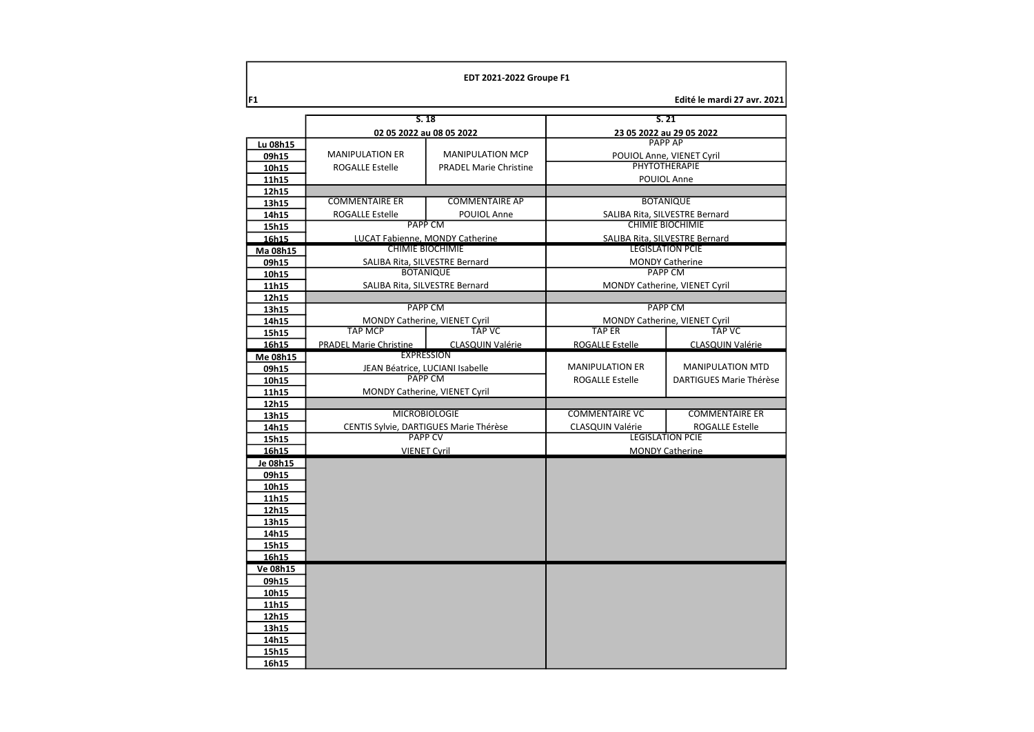**EDT 2021-2022 Groupe F1**

F1

**Edité le mardi 27 avr. 2021**

| | S. 18 02 05 2022 au 08 05 2022 | | S. 21 23 05 2022 au 29 05 2022 | |
|---|---|---|---|---|
| Lu 08h15 | MANIPULATION ER ROGALLE Estelle | MANIPULATION MCP PRADEL Marie Christine | PAPP AP POUIOL Anne, VIENET Cyril | |
| 09h15 | | | | |
| 10h15 | | | PHYTOTHERAPIE POUIOL Anne | |
| 11h15 | | | | |
| 12h15 | | | | |
| 13h15 | COMMENTAIRE ER ROGALLE Estelle | COMMENTAIRE AP POUIOL Anne | BOTANIQUE SALIBA Rita, SILVESTRE Bernard | |
| 14h15 | | | | |
| 15h15 | PAPP CM LUCAT Fabienne, MONDY Catherine | | CHIMIE BIOCHIMIE SALIBA Rita, SILVESTRE Bernard | |
| 16h15 | | | | |
| Ma 08h15 | CHIMIE BIOCHIMIE SALIBA Rita, SILVESTRE Bernard | | LEGISLATION PCIE MONDY Catherine | |
| 09h15 | | | | |
| 10h15 | BOTANIQUE SALIBA Rita, SILVESTRE Bernard | | PAPP CM MONDY Catherine, VIENET Cyril | |
| 11h15 | | | | |
| 12h15 | | | | |
| 13h15 | PAPP CM MONDY Catherine, VIENET Cyril | | PAPP CM MONDY Catherine, VIENET Cyril | |
| 14h15 | | | | |
| 15h15 | TAP MCP PRADEL Marie Christine | TAP VC CLASQUIN Valérie | TAP ER ROGALLE Estelle | TAP VC CLASQUIN Valérie |
| 16h15 | | | | |
| Me 08h15 | EXPRESSION JEAN Béatrice, LUCIANI Isabelle | | MANIPULATION ER ROGALLE Estelle | MANIPULATION MTD DARTIGUES Marie Thérèse |
| 09h15 | | | | |
| 10h15 | PAPP CM MONDY Catherine, VIENET Cyril | | | |
| 11h15 | | | | |
| 12h15 | | | | |
| 13h15 | MICROBIOLOGIE CENTIS Sylvie, DARTIGUES Marie Thérèse | | COMMENTAIRE VC CLASQUIN Valérie | COMMENTAIRE ER ROGALLE Estelle |
| 14h15 | | | | |
| 15h15 | PAPP CV VIENET Cyril | | LEGISLATION PCIE MONDY Catherine | |
| 16h15 | | | | |
| Je 08h15 | | | | |
| 09h15 | | | | |
| 10h15 | | | | |
| 11h15 | | | | |
| 12h15 | | | | |
| 13h15 | | | | |
| 14h15 | | | | |
| 15h15 | | | | |
| 16h15 | | | | |
| Ve 08h15 | | | | |
| 09h15 | | | | |
| 10h15 | | | | |
| 11h15 | | | | |
| 12h15 | | | | |
| 13h15 | | | | |
| 14h15 | | | | |
| 15h15 | | | | |
| 16h15 | | | | |